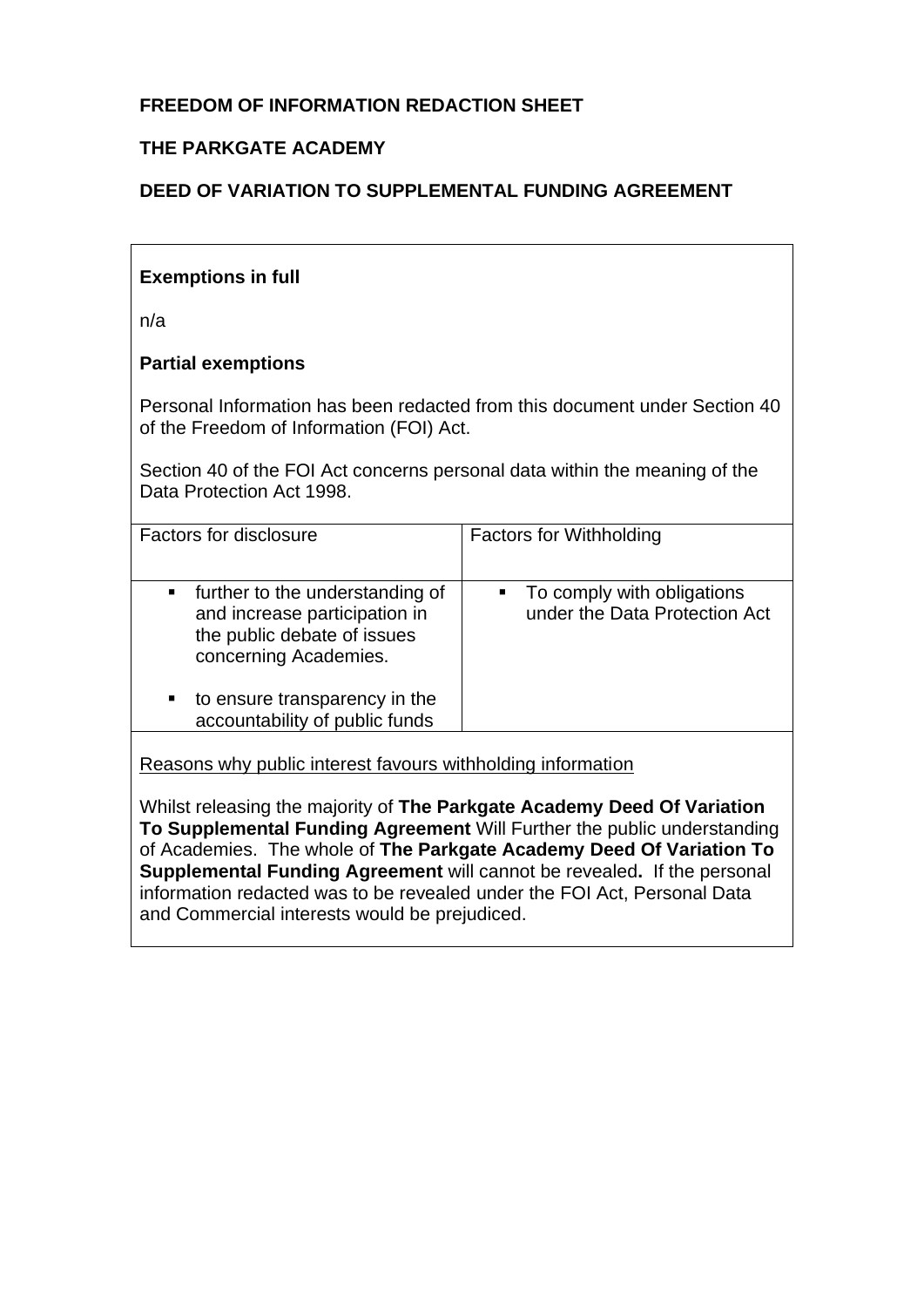**FREEDOM OF INFORMATION REDACTION SHEET**

**THE PARKGATE ACADEMY**

**DEED OF VARIATION TO SUPPLEMENTAL FUNDING AGREEMENT**

**Exemptions in full**

n/a

**Partial exemptions**

Personal Information has been redacted from this document under Section 40 of the Freedom of Information (FOI) Act.

Section 40 of the FOI Act concerns personal data within the meaning of the Data Protection Act 1998.

| Factors for disclosure | Factors for Withholding |
|---|---|
| ▪ further to the understanding of and increase participation in the public debate of issues concerning Academies.<br><br>▪ to ensure transparency in the accountability of public funds | ▪ To comply with obligations under the Data Protection Act |

Reasons why public interest favours withholding information

Whilst releasing the majority of **The Parkgate Academy Deed Of Variation To Supplemental Funding Agreement** Will Further the public understanding of Academies. The whole of **The Parkgate Academy Deed Of Variation To Supplemental Funding Agreement** will cannot be revealed**.** If the personal information redacted was to be revealed under the FOI Act, Personal Data and Commercial interests would be prejudiced.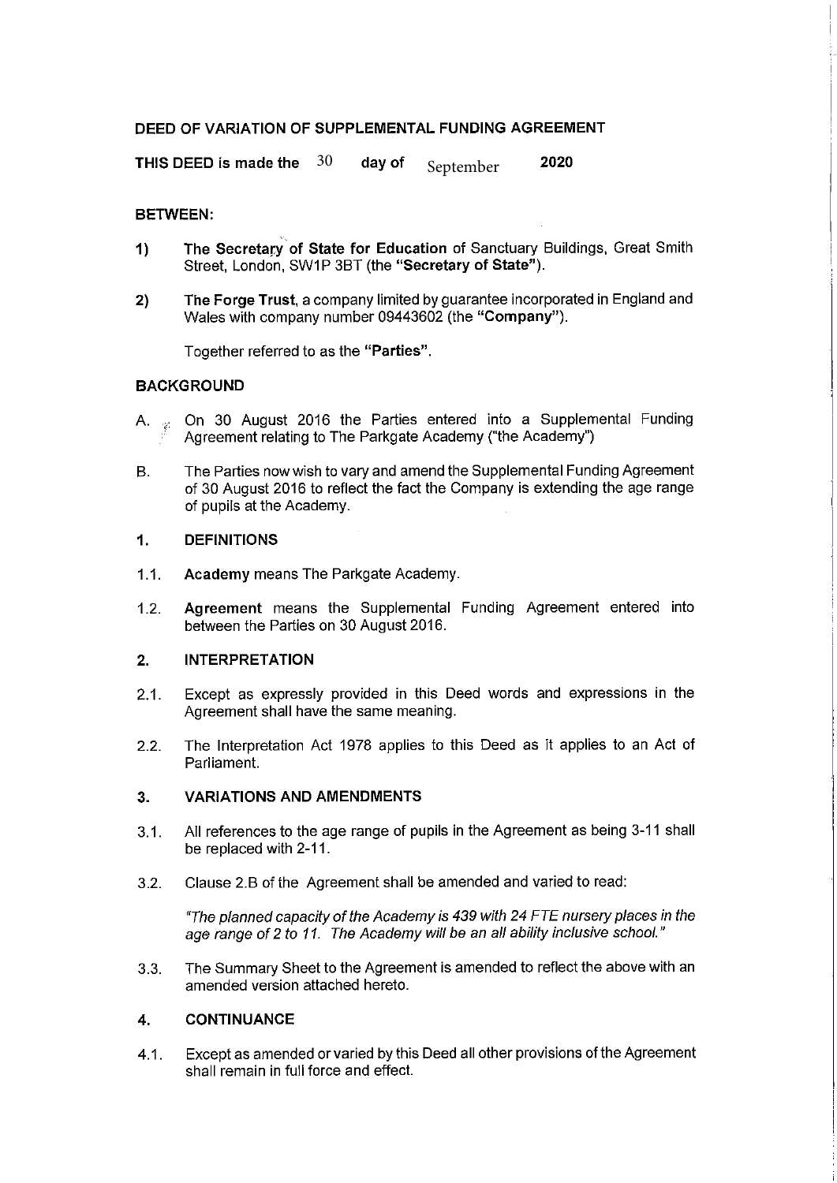## DEED OF VARIATION OF SUPPLEMENTAL FUNDING AGREEMENT

**THIS DEED is made the** 30 **day of** September **2020**

**BETWEEN:**

1) **The Secretary of State for Education** of Sanctuary Buildings, Great Smith Street, London, SW1P 3BT (the **"Secretary of State"**).

2) **The Forge Trust**, a company limited by guarantee incorporated in England and Wales with company number 09443602 (the **"Company"**).

   Together referred to as the **"Parties"**.

**BACKGROUND**

A. On 30 August 2016 the Parties entered into a Supplemental Funding Agreement relating to The Parkgate Academy ("the Academy")

B. The Parties now wish to vary and amend the Supplemental Funding Agreement of 30 August 2016 to reflect the fact the Company is extending the age range of pupils at the Academy.

**1. DEFINITIONS**

1.1. **Academy** means The Parkgate Academy.

1.2. **Agreement** means the Supplemental Funding Agreement entered into between the Parties on 30 August 2016.

**2. INTERPRETATION**

2.1. Except as expressly provided in this Deed words and expressions in the Agreement shall have the same meaning.

2.2. The Interpretation Act 1978 applies to this Deed as it applies to an Act of Parliament.

**3. VARIATIONS AND AMENDMENTS**

3.1. All references to the age range of pupils in the Agreement as being 3-11 shall be replaced with 2-11.

3.2. Clause 2.B of the Agreement shall be amended and varied to read:

   *"The planned capacity of the Academy is 439 with 24 FTE nursery places in the age range of 2 to 11. The Academy will be an all ability inclusive school."*

3.3. The Summary Sheet to the Agreement is amended to reflect the above with an amended version attached hereto.

**4. CONTINUANCE**

4.1. Except as amended or varied by this Deed all other provisions of the Agreement shall remain in full force and effect.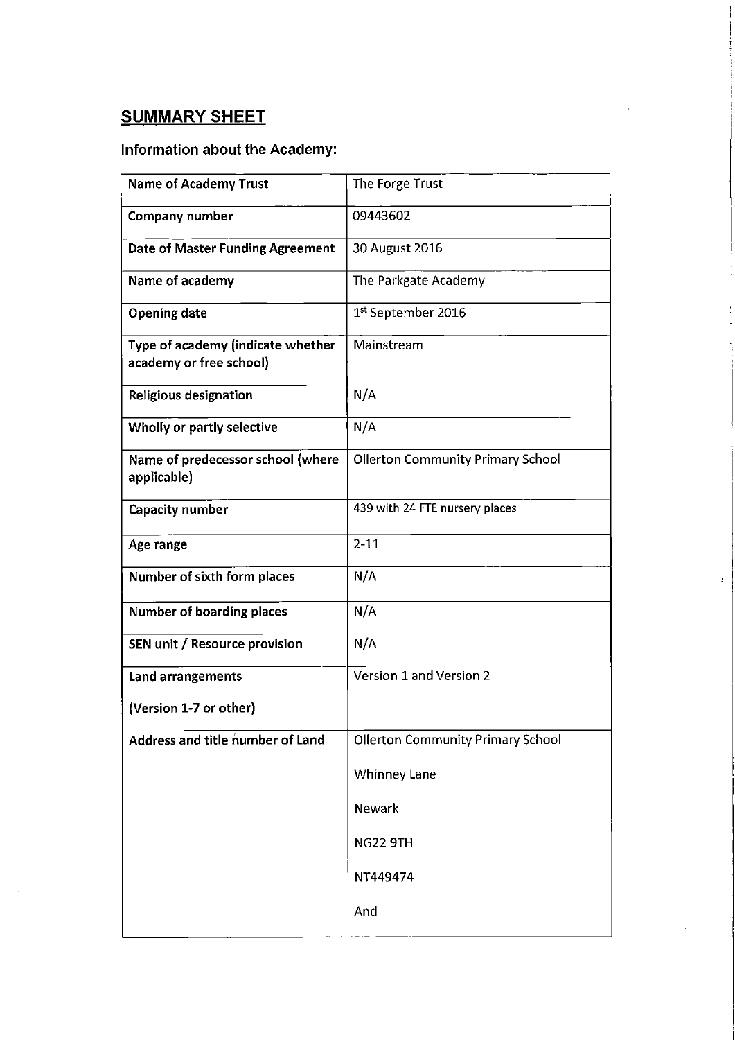## SUMMARY SHEET

### Information about the Academy:

| Name of Academy Trust | The Forge Trust |
|---|---|
| Company number | 09443602 |
| Date of Master Funding Agreement | 30 August 2016 |
| Name of academy | The Parkgate Academy |
| Opening date | 1st September 2016 |
| Type of academy (indicate whether academy or free school) | Mainstream |
| Religious designation | N/A |
| Wholly or partly selective | N/A |
| Name of predecessor school (where applicable) | Ollerton Community Primary School |
| Capacity number | 439 with 24 FTE nursery places |
| Age range | 2-11 |
| Number of sixth form places | N/A |
| Number of boarding places | N/A |
| SEN unit / Resource provision | N/A |
| Land arrangements (Version 1-7 or other) | Version 1 and Version 2 |
| Address and title number of Land | Ollerton Community Primary School<br>Whinney Lane<br>Newark<br>NG22 9TH<br>NT449474<br>And |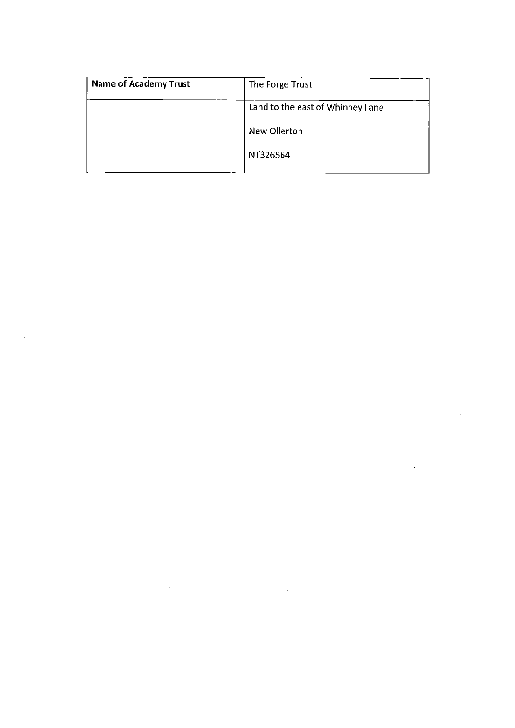| **Name of Academy Trust** | The Forge Trust |
| --- | --- |
| | Land to the east of Whinney Lane<br><br>New Ollerton<br><br>NT326564 |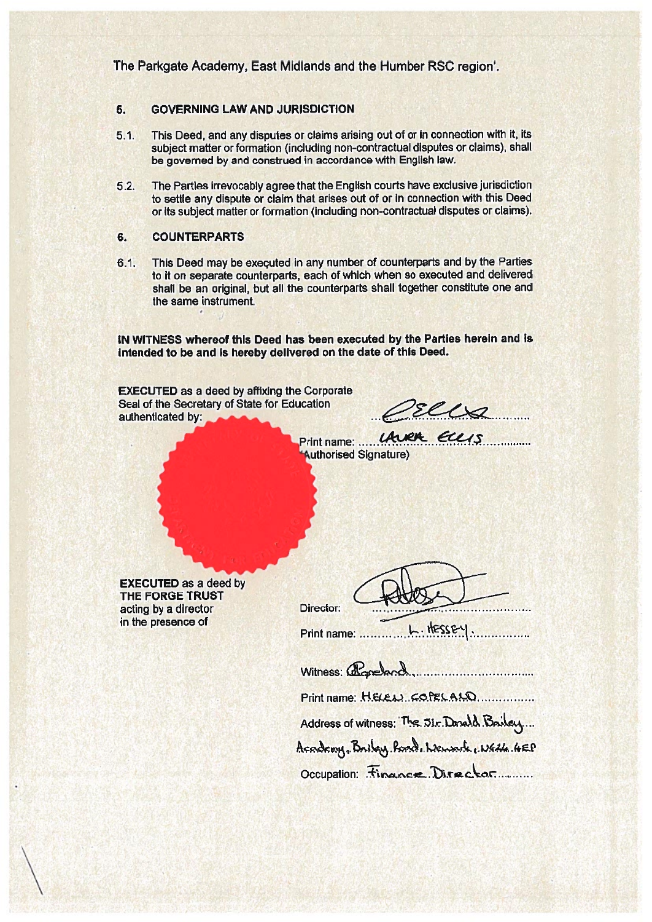The Parkgate Academy, East Midlands and the Humber RSC region'.

## 5. GOVERNING LAW AND JURISDICTION

5.1. This Deed, and any disputes or claims arising out of or in connection with it, its subject matter or formation (including non-contractual disputes or claims), shall be governed by and construed in accordance with English law.

5.2. The Parties irrevocably agree that the English courts have exclusive jurisdiction to settle any dispute or claim that arises out of or in connection with this Deed or its subject matter or formation (including non-contractual disputes or claims).

## 6. COUNTERPARTS

6.1. This Deed may be executed in any number of counterparts and by the Parties to it on separate counterparts, each of which when so executed and delivered shall be an original, but all the counterparts shall together constitute one and the same instrument.

**IN WITNESS whereof this Deed has been executed by the Parties herein and is intended to be and is hereby delivered on the date of this Deed.**

**EXECUTED** as a deed by affixing the Corporate Seal of the Secretary of State for Education authenticated by:

............................................

Print name: LAURA ELLIS

(Authorised Signature)

**EXECUTED** as a deed by **THE FORGE TRUST** acting by a director in the presence of

Director: ............................................

Print name: L. HESSEY.

Witness: ............................................

Print name: HELEN COPELAND

Address of witness: The Sir Donald Bailey Academy, Bailey Road, Newark, NG24 4EP

Occupation: Finance Director